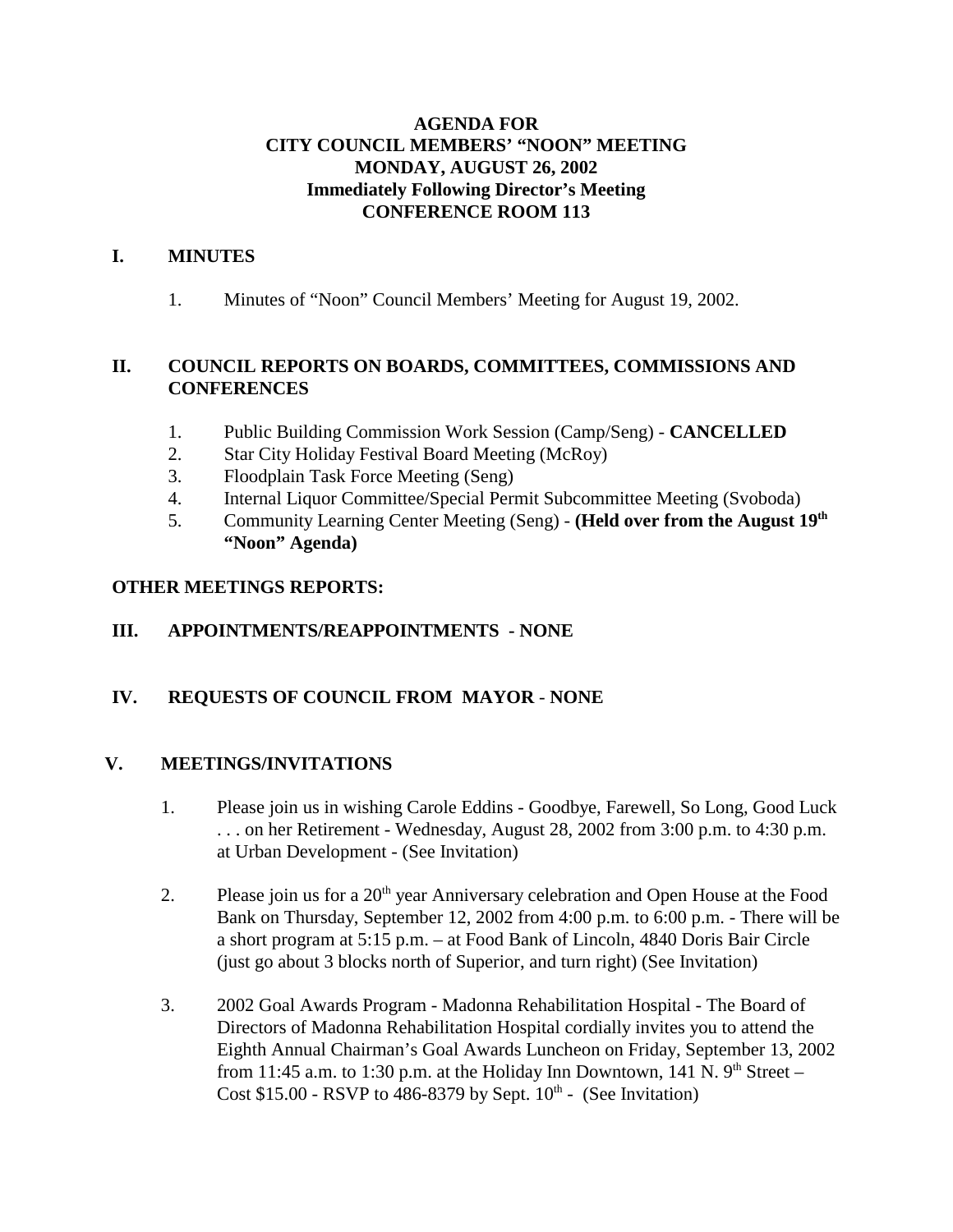**AGENDA FOR**
**CITY COUNCIL MEMBERS' "NOON" MEETING**
**MONDAY, AUGUST 26, 2002**
**Immediately Following Director's Meeting**
**CONFERENCE ROOM 113**

## I. MINUTES

1. Minutes of "Noon" Council Members' Meeting for August 19, 2002.

## II. COUNCIL REPORTS ON BOARDS, COMMITTEES, COMMISSIONS AND CONFERENCES

1. Public Building Commission Work Session (Camp/Seng) - **CANCELLED**
2. Star City Holiday Festival Board Meeting (McRoy)
3. Floodplain Task Force Meeting (Seng)
4. Internal Liquor Committee/Special Permit Subcommittee Meeting (Svoboda)
5. Community Learning Center Meeting (Seng) - **(Held over from the August 19th "Noon" Agenda)**

**OTHER MEETINGS REPORTS:**

## III. APPOINTMENTS/REAPPOINTMENTS - NONE

## IV. REQUESTS OF COUNCIL FROM MAYOR - NONE

## V. MEETINGS/INVITATIONS

1. Please join us in wishing Carole Eddins - Goodbye, Farewell, So Long, Good Luck . . . on her Retirement - Wednesday, August 28, 2002 from 3:00 p.m. to 4:30 p.m. at Urban Development - (See Invitation)

2. Please join us for a 20th year Anniversary celebration and Open House at the Food Bank on Thursday, September 12, 2002 from 4:00 p.m. to 6:00 p.m. - There will be a short program at 5:15 p.m. – at Food Bank of Lincoln, 4840 Doris Bair Circle (just go about 3 blocks north of Superior, and turn right) (See Invitation)

3. 2002 Goal Awards Program - Madonna Rehabilitation Hospital - The Board of Directors of Madonna Rehabilitation Hospital cordially invites you to attend the Eighth Annual Chairman's Goal Awards Luncheon on Friday, September 13, 2002 from 11:45 a.m. to 1:30 p.m. at the Holiday Inn Downtown, 141 N. 9th Street – Cost $15.00 - RSVP to 486-8379 by Sept. 10th - (See Invitation)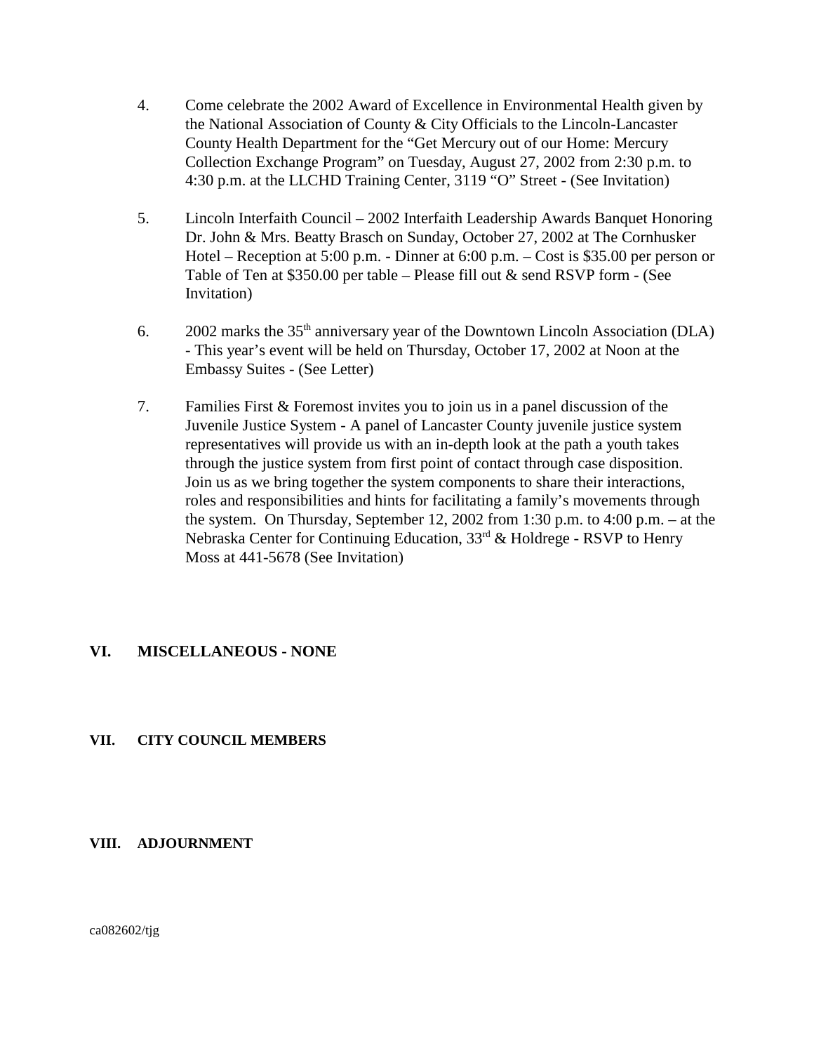4. Come celebrate the 2002 Award of Excellence in Environmental Health given by the National Association of County & City Officials to the Lincoln-Lancaster County Health Department for the "Get Mercury out of our Home: Mercury Collection Exchange Program" on Tuesday, August 27, 2002 from 2:30 p.m. to 4:30 p.m. at the LLCHD Training Center, 3119 "O" Street - (See Invitation)

5. Lincoln Interfaith Council – 2002 Interfaith Leadership Awards Banquet Honoring Dr. John & Mrs. Beatty Brasch on Sunday, October 27, 2002 at The Cornhusker Hotel – Reception at 5:00 p.m. - Dinner at 6:00 p.m. – Cost is $35.00 per person or Table of Ten at $350.00 per table – Please fill out & send RSVP form - (See Invitation)

6. 2002 marks the 35th anniversary year of the Downtown Lincoln Association (DLA) - This year's event will be held on Thursday, October 17, 2002 at Noon at the Embassy Suites - (See Letter)

7. Families First & Foremost invites you to join us in a panel discussion of the Juvenile Justice System - A panel of Lancaster County juvenile justice system representatives will provide us with an in-depth look at the path a youth takes through the justice system from first point of contact through case disposition. Join us as we bring together the system components to share their interactions, roles and responsibilities and hints for facilitating a family's movements through the system. On Thursday, September 12, 2002 from 1:30 p.m. to 4:00 p.m. – at the Nebraska Center for Continuing Education, 33rd & Holdrege - RSVP to Henry Moss at 441-5678 (See Invitation)

## VI. MISCELLANEOUS - NONE

## VII. CITY COUNCIL MEMBERS

## VIII. ADJOURNMENT

ca082602/tjg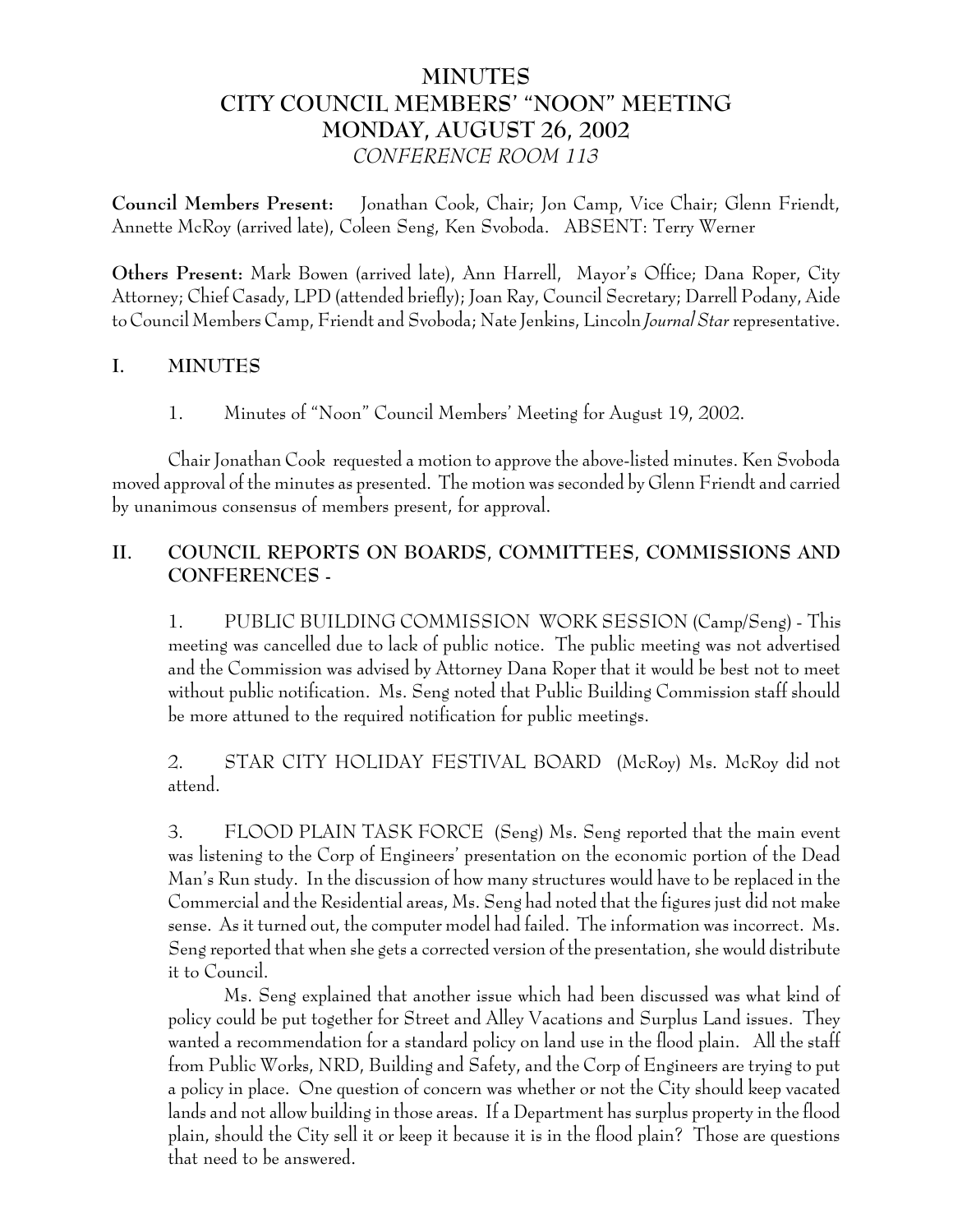# MINUTES
# CITY COUNCIL MEMBERS' "NOON" MEETING
# MONDAY, AUGUST 26, 2002
*CONFERENCE ROOM 113*

**Council Members Present:** Jonathan Cook, Chair; Jon Camp, Vice Chair; Glenn Friendt, Annette McRoy (arrived late), Coleen Seng, Ken Svoboda. ABSENT: Terry Werner

**Others Present:** Mark Bowen (arrived late), Ann Harrell, Mayor's Office; Dana Roper, City Attorney; Chief Casady, LPD (attended briefly); Joan Ray, Council Secretary; Darrell Podany, Aide to Council Members Camp, Friendt and Svoboda; Nate Jenkins, Lincoln *Journal Star* representative.

## I. MINUTES

1. Minutes of "Noon" Council Members' Meeting for August 19, 2002.

Chair Jonathan Cook requested a motion to approve the above-listed minutes. Ken Svoboda moved approval of the minutes as presented. The motion was seconded by Glenn Friendt and carried by unanimous consensus of members present, for approval.

## II. COUNCIL REPORTS ON BOARDS, COMMITTEES, COMMISSIONS AND CONFERENCES -

1. PUBLIC BUILDING COMMISSION WORK SESSION (Camp/Seng) - This meeting was cancelled due to lack of public notice. The public meeting was not advertised and the Commission was advised by Attorney Dana Roper that it would be best not to meet without public notification. Ms. Seng noted that Public Building Commission staff should be more attuned to the required notification for public meetings.

2. STAR CITY HOLIDAY FESTIVAL BOARD (McRoy) Ms. McRoy did not attend.

3. FLOOD PLAIN TASK FORCE (Seng) Ms. Seng reported that the main event was listening to the Corp of Engineers' presentation on the economic portion of the Dead Man's Run study. In the discussion of how many structures would have to be replaced in the Commercial and the Residential areas, Ms. Seng had noted that the figures just did not make sense. As it turned out, the computer model had failed. The information was incorrect. Ms. Seng reported that when she gets a corrected version of the presentation, she would distribute it to Council.

Ms. Seng explained that another issue which had been discussed was what kind of policy could be put together for Street and Alley Vacations and Surplus Land issues. They wanted a recommendation for a standard policy on land use in the flood plain. All the staff from Public Works, NRD, Building and Safety, and the Corp of Engineers are trying to put a policy in place. One question of concern was whether or not the City should keep vacated lands and not allow building in those areas. If a Department has surplus property in the flood plain, should the City sell it or keep it because it is in the flood plain? Those are questions that need to be answered.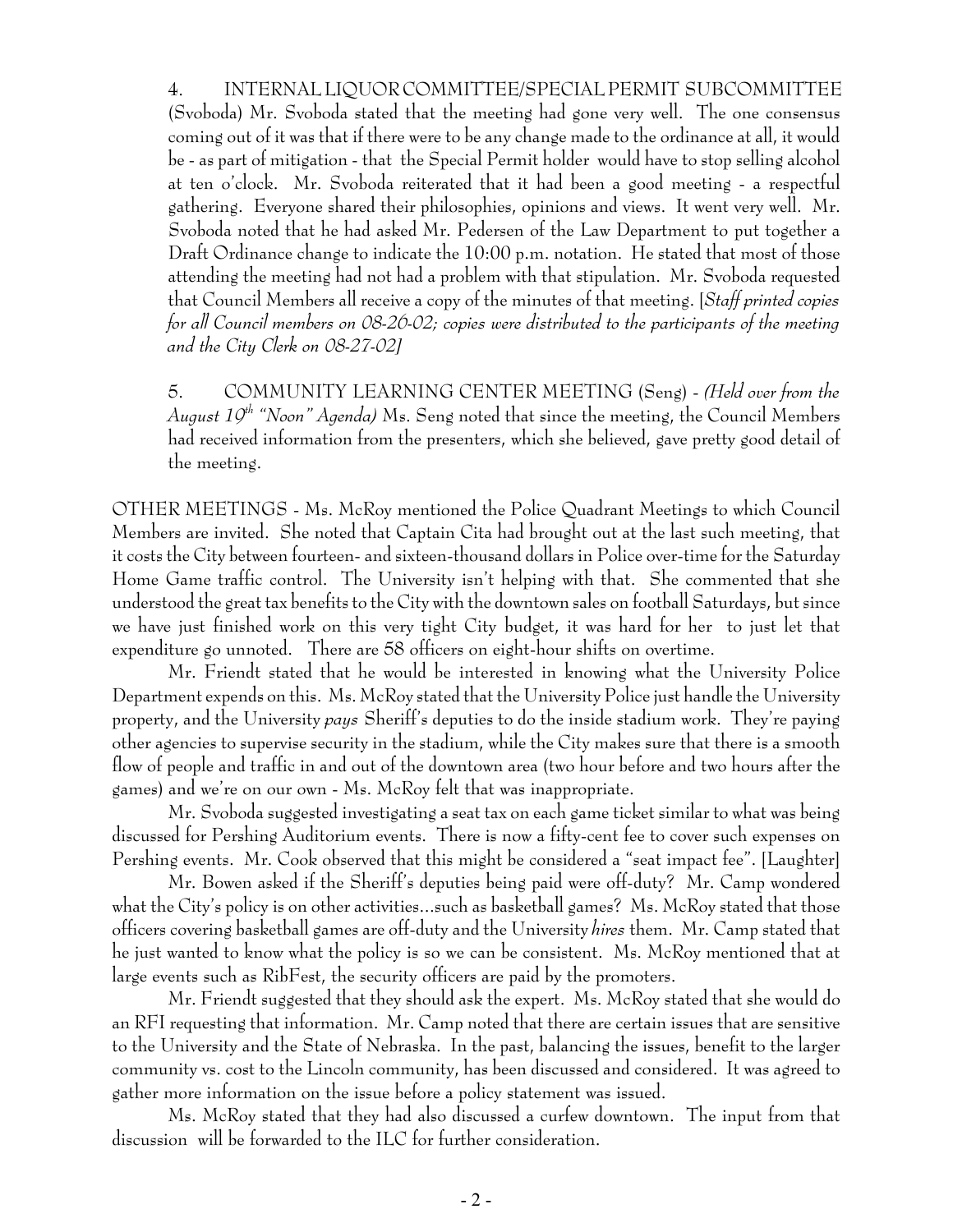4. INTERNAL LIQUOR COMMITTEE/SPECIAL PERMIT SUBCOMMITTEE (Svoboda) Mr. Svoboda stated that the meeting had gone very well. The one consensus coming out of it was that if there were to be any change made to the ordinance at all, it would be - as part of mitigation - that the Special Permit holder would have to stop selling alcohol at ten o'clock. Mr. Svoboda reiterated that it had been a good meeting - a respectful gathering. Everyone shared their philosophies, opinions and views. It went very well. Mr. Svoboda noted that he had asked Mr. Pedersen of the Law Department to put together a Draft Ordinance change to indicate the 10:00 p.m. notation. He stated that most of those attending the meeting had not had a problem with that stipulation. Mr. Svoboda requested that Council Members all receive a copy of the minutes of that meeting. [*Staff printed copies for all Council members on 08-26-02; copies were distributed to the participants of the meeting and the City Clerk on 08-27-02]*

5. COMMUNITY LEARNING CENTER MEETING (Seng) - *(Held over from the August 19th "Noon" Agenda)* Ms. Seng noted that since the meeting, the Council Members had received information from the presenters, which she believed, gave pretty good detail of the meeting.

OTHER MEETINGS - Ms. McRoy mentioned the Police Quadrant Meetings to which Council Members are invited. She noted that Captain Cita had brought out at the last such meeting, that it costs the City between fourteen- and sixteen-thousand dollars in Police over-time for the Saturday Home Game traffic control. The University isn't helping with that. She commented that she understood the great tax benefits to the City with the downtown sales on football Saturdays, but since we have just finished work on this very tight City budget, it was hard for her to just let that expenditure go unnoted. There are 58 officers on eight-hour shifts on overtime.

Mr. Friendt stated that he would be interested in knowing what the University Police Department expends on this. Ms. McRoy stated that the University Police just handle the University property, and the University *pays* Sheriff's deputies to do the inside stadium work. They're paying other agencies to supervise security in the stadium, while the City makes sure that there is a smooth flow of people and traffic in and out of the downtown area (two hour before and two hours after the games) and we're on our own - Ms. McRoy felt that was inappropriate.

Mr. Svoboda suggested investigating a seat tax on each game ticket similar to what was being discussed for Pershing Auditorium events. There is now a fifty-cent fee to cover such expenses on Pershing events. Mr. Cook observed that this might be considered a "seat impact fee". [Laughter]

Mr. Bowen asked if the Sheriff's deputies being paid were off-duty? Mr. Camp wondered what the City's policy is on other activities...such as basketball games? Ms. McRoy stated that those officers covering basketball games are off-duty and the University *hires* them. Mr. Camp stated that he just wanted to know what the policy is so we can be consistent. Ms. McRoy mentioned that at large events such as RibFest, the security officers are paid by the promoters.

Mr. Friendt suggested that they should ask the expert. Ms. McRoy stated that she would do an RFI requesting that information. Mr. Camp noted that there are certain issues that are sensitive to the University and the State of Nebraska. In the past, balancing the issues, benefit to the larger community vs. cost to the Lincoln community, has been discussed and considered. It was agreed to gather more information on the issue before a policy statement was issued.

Ms. McRoy stated that they had also discussed a curfew downtown. The input from that discussion will be forwarded to the ILC for further consideration.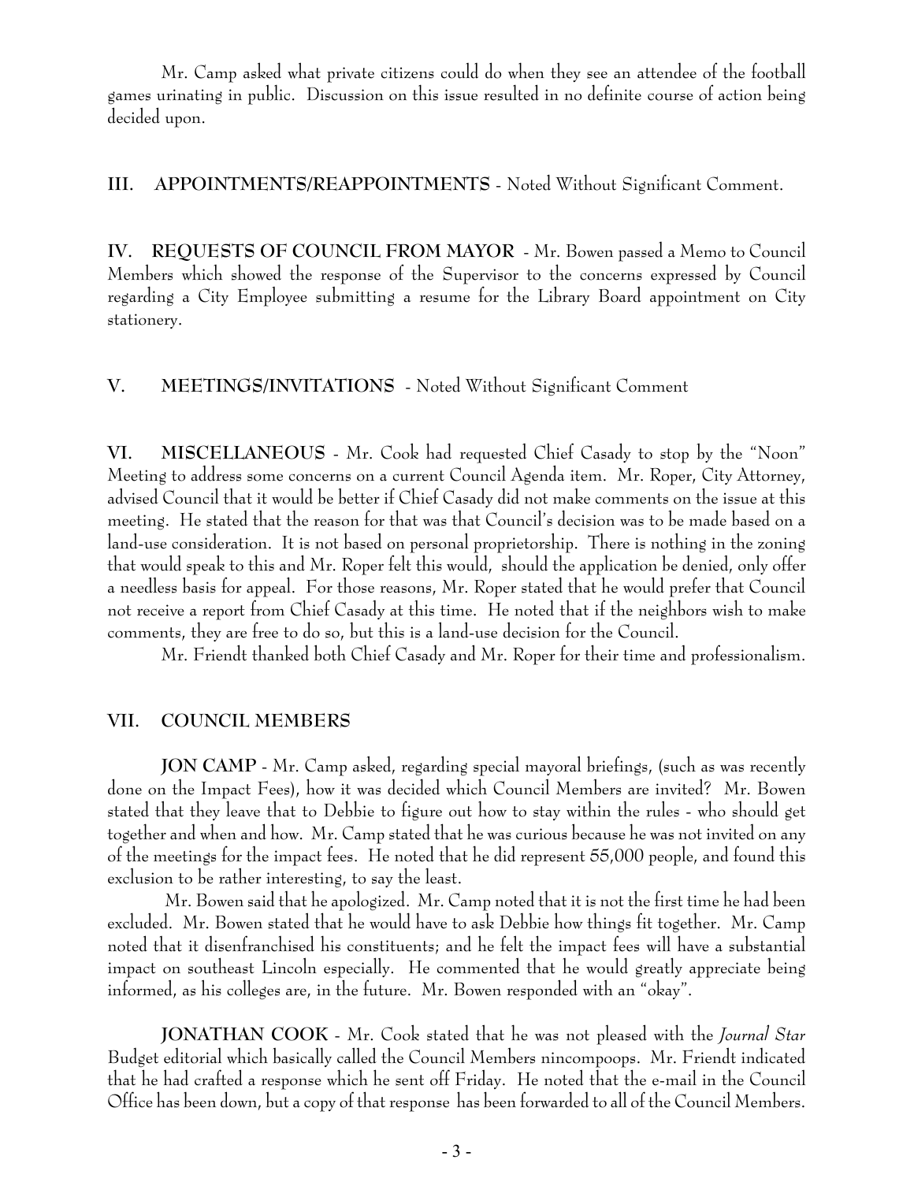Mr. Camp asked what private citizens could do when they see an attendee of the football games urinating in public. Discussion on this issue resulted in no definite course of action being decided upon.

**III. APPOINTMENTS/REAPPOINTMENTS** - Noted Without Significant Comment.

**IV. REQUESTS OF COUNCIL FROM MAYOR** - Mr. Bowen passed a Memo to Council Members which showed the response of the Supervisor to the concerns expressed by Council regarding a City Employee submitting a resume for the Library Board appointment on City stationery.

**V. MEETINGS/INVITATIONS** - Noted Without Significant Comment

**VI. MISCELLANEOUS** - Mr. Cook had requested Chief Casady to stop by the "Noon" Meeting to address some concerns on a current Council Agenda item. Mr. Roper, City Attorney, advised Council that it would be better if Chief Casady did not make comments on the issue at this meeting. He stated that the reason for that was that Council's decision was to be made based on a land-use consideration. It is not based on personal proprietorship. There is nothing in the zoning that would speak to this and Mr. Roper felt this would, should the application be denied, only offer a needless basis for appeal. For those reasons, Mr. Roper stated that he would prefer that Council not receive a report from Chief Casady at this time. He noted that if the neighbors wish to make comments, they are free to do so, but this is a land-use decision for the Council.

Mr. Friendt thanked both Chief Casady and Mr. Roper for their time and professionalism.

**VII. COUNCIL MEMBERS**

**JON CAMP** - Mr. Camp asked, regarding special mayoral briefings, (such as was recently done on the Impact Fees), how it was decided which Council Members are invited? Mr. Bowen stated that they leave that to Debbie to figure out how to stay within the rules - who should get together and when and how. Mr. Camp stated that he was curious because he was not invited on any of the meetings for the impact fees. He noted that he did represent 55,000 people, and found this exclusion to be rather interesting, to say the least.

Mr. Bowen said that he apologized. Mr. Camp noted that it is not the first time he had been excluded. Mr. Bowen stated that he would have to ask Debbie how things fit together. Mr. Camp noted that it disenfranchised his constituents; and he felt the impact fees will have a substantial impact on southeast Lincoln especially. He commented that he would greatly appreciate being informed, as his colleges are, in the future. Mr. Bowen responded with an "okay".

**JONATHAN COOK** - Mr. Cook stated that he was not pleased with the *Journal Star* Budget editorial which basically called the Council Members nincompoops. Mr. Friendt indicated that he had crafted a response which he sent off Friday. He noted that the e-mail in the Council Office has been down, but a copy of that response has been forwarded to all of the Council Members.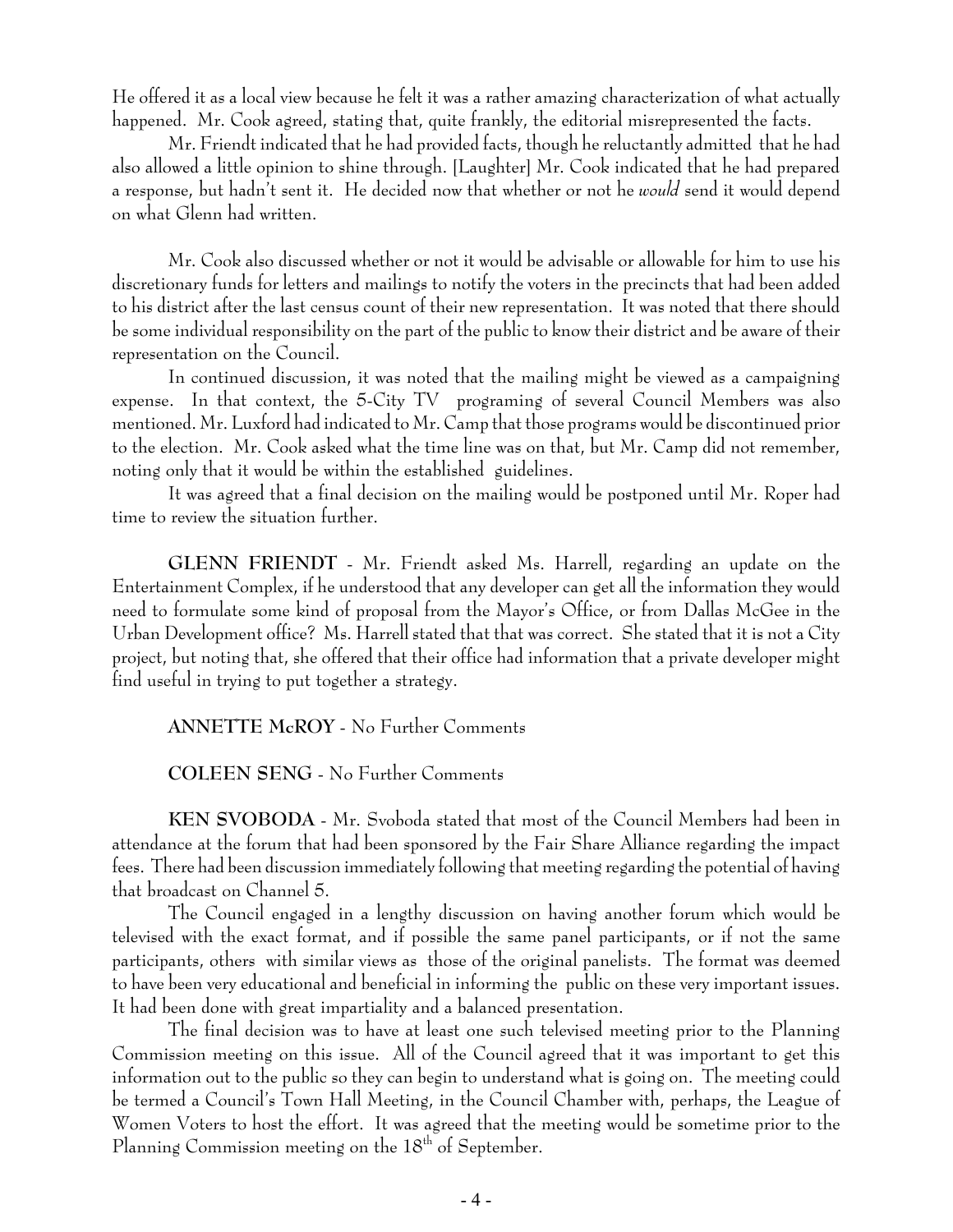He offered it as a local view because he felt it was a rather amazing characterization of what actually happened. Mr. Cook agreed, stating that, quite frankly, the editorial misrepresented the facts.

Mr. Friendt indicated that he had provided facts, though he reluctantly admitted that he had also allowed a little opinion to shine through. [Laughter] Mr. Cook indicated that he had prepared a response, but hadn't sent it. He decided now that whether or not he *would* send it would depend on what Glenn had written.

Mr. Cook also discussed whether or not it would be advisable or allowable for him to use his discretionary funds for letters and mailings to notify the voters in the precincts that had been added to his district after the last census count of their new representation. It was noted that there should be some individual responsibility on the part of the public to know their district and be aware of their representation on the Council.

In continued discussion, it was noted that the mailing might be viewed as a campaigning expense. In that context, the 5-City TV programing of several Council Members was also mentioned. Mr. Luxford had indicated to Mr. Camp that those programs would be discontinued prior to the election. Mr. Cook asked what the time line was on that, but Mr. Camp did not remember, noting only that it would be within the established guidelines.

It was agreed that a final decision on the mailing would be postponed until Mr. Roper had time to review the situation further.

**GLENN FRIENDT** - Mr. Friendt asked Ms. Harrell, regarding an update on the Entertainment Complex, if he understood that any developer can get all the information they would need to formulate some kind of proposal from the Mayor's Office, or from Dallas McGee in the Urban Development office? Ms. Harrell stated that that was correct. She stated that it is not a City project, but noting that, she offered that their office had information that a private developer might find useful in trying to put together a strategy.

**ANNETTE McROY** - No Further Comments

**COLEEN SENG** - No Further Comments

**KEN SVOBODA** - Mr. Svoboda stated that most of the Council Members had been in attendance at the forum that had been sponsored by the Fair Share Alliance regarding the impact fees. There had been discussion immediately following that meeting regarding the potential of having that broadcast on Channel 5.

The Council engaged in a lengthy discussion on having another forum which would be televised with the exact format, and if possible the same panel participants, or if not the same participants, others with similar views as those of the original panelists. The format was deemed to have been very educational and beneficial in informing the public on these very important issues. It had been done with great impartiality and a balanced presentation.

The final decision was to have at least one such televised meeting prior to the Planning Commission meeting on this issue. All of the Council agreed that it was important to get this information out to the public so they can begin to understand what is going on. The meeting could be termed a Council's Town Hall Meeting, in the Council Chamber with, perhaps, the League of Women Voters to host the effort. It was agreed that the meeting would be sometime prior to the Planning Commission meeting on the 18th of September.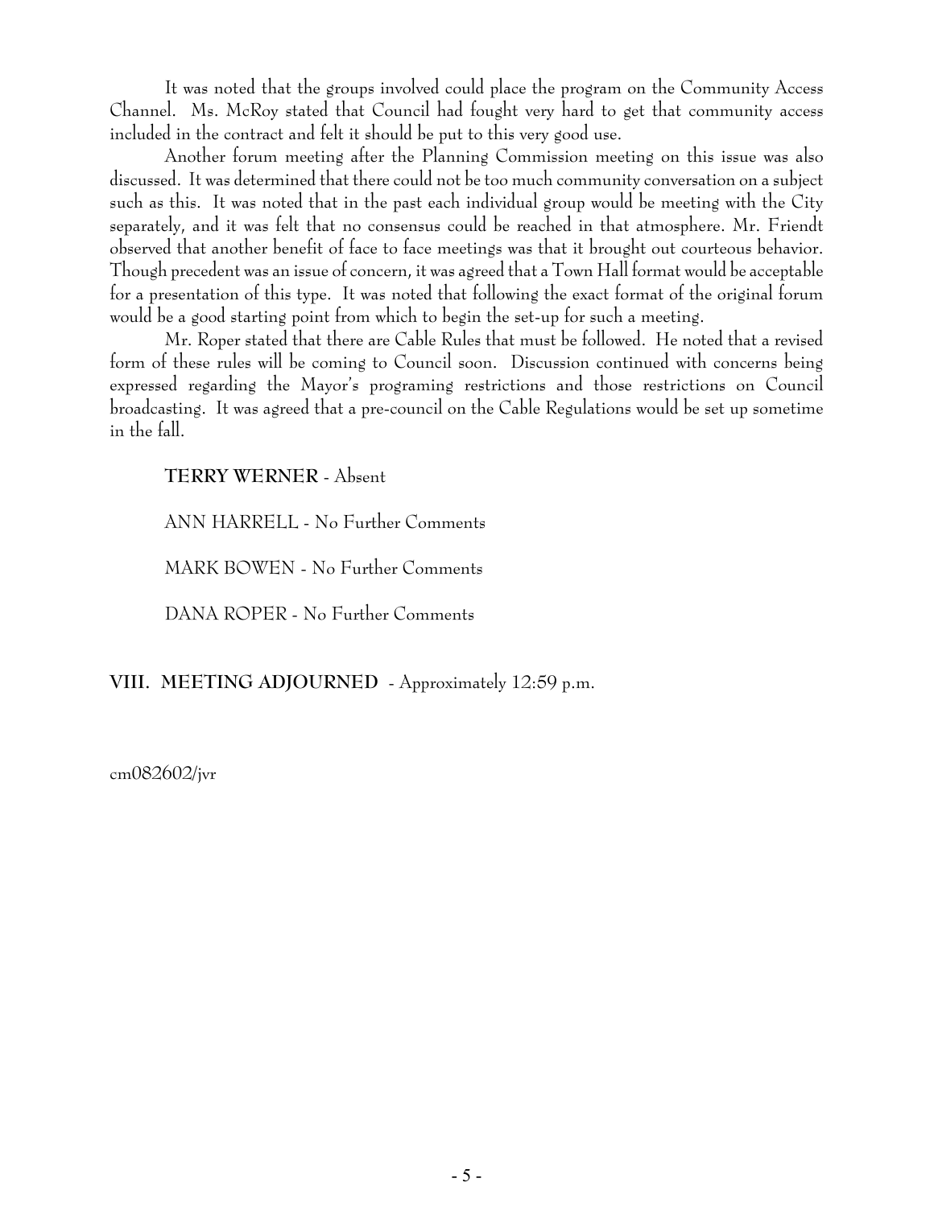It was noted that the groups involved could place the program on the Community Access Channel. Ms. McRoy stated that Council had fought very hard to get that community access included in the contract and felt it should be put to this very good use.

Another forum meeting after the Planning Commission meeting on this issue was also discussed. It was determined that there could not be too much community conversation on a subject such as this. It was noted that in the past each individual group would be meeting with the City separately, and it was felt that no consensus could be reached in that atmosphere. Mr. Friendt observed that another benefit of face to face meetings was that it brought out courteous behavior. Though precedent was an issue of concern, it was agreed that a Town Hall format would be acceptable for a presentation of this type. It was noted that following the exact format of the original forum would be a good starting point from which to begin the set-up for such a meeting.

Mr. Roper stated that there are Cable Rules that must be followed. He noted that a revised form of these rules will be coming to Council soon. Discussion continued with concerns being expressed regarding the Mayor's programing restrictions and those restrictions on Council broadcasting. It was agreed that a pre-council on the Cable Regulations would be set up sometime in the fall.

**TERRY WERNER** - Absent

ANN HARRELL - No Further Comments

MARK BOWEN - No Further Comments

DANA ROPER - No Further Comments

**VIII. MEETING ADJOURNED** - Approximately 12:59 p.m.

cm082602/jvr